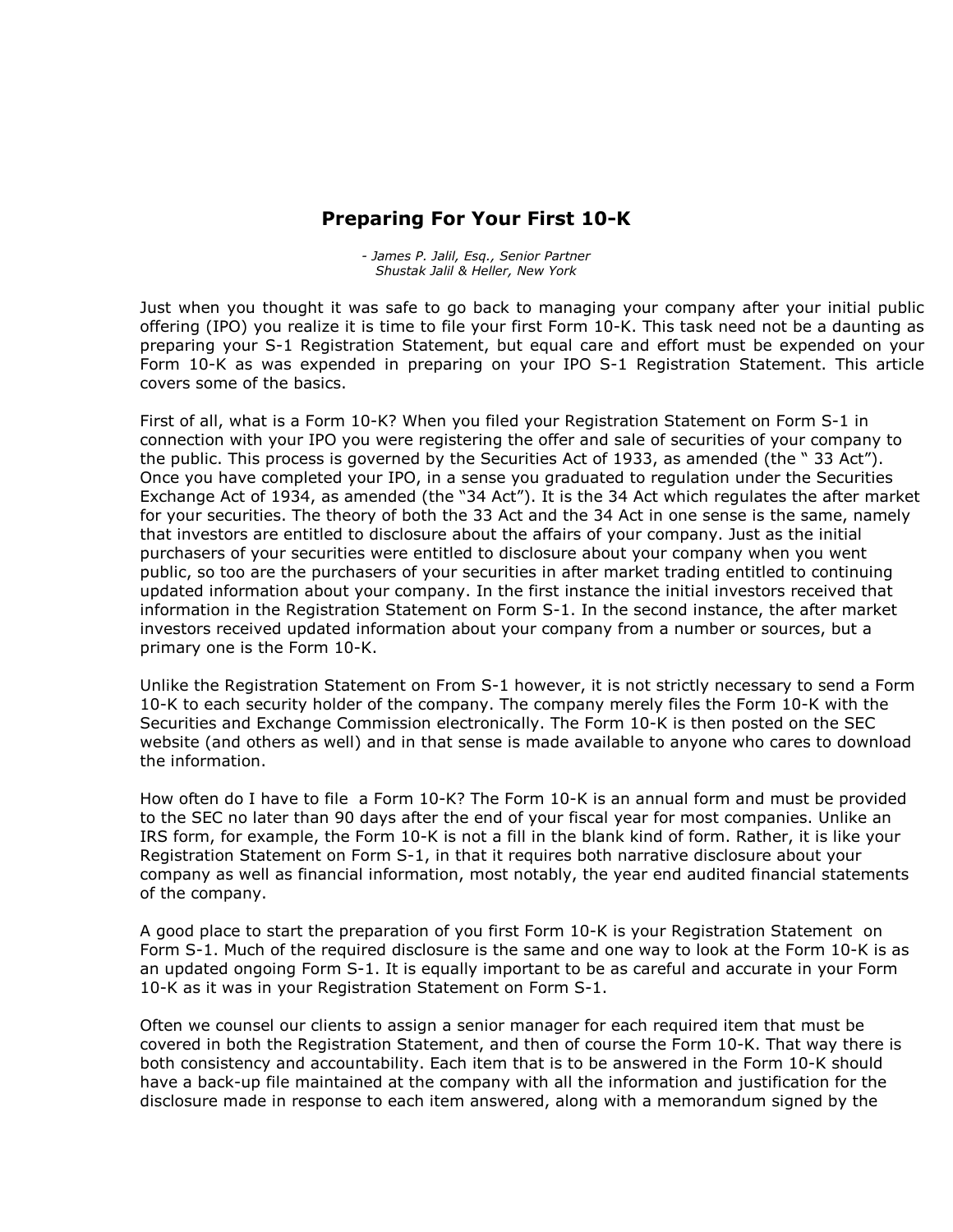# Preparing For Your First 10-K

*- James P. Jalil, Esq., Senior Partner*
*Shustak Jalil & Heller, New York*

Just when you thought it was safe to go back to managing your company after your initial public offering (IPO) you realize it is time to file your first Form 10-K. This task need not be a daunting as preparing your S-1 Registration Statement, but equal care and effort must be expended on your Form 10-K as was expended in preparing on your IPO S-1 Registration Statement. This article covers some of the basics.

First of all, what is a Form 10-K? When you filed your Registration Statement on Form S-1 in connection with your IPO you were registering the offer and sale of securities of your company to the public. This process is governed by the Securities Act of 1933, as amended (the " 33 Act"). Once you have completed your IPO, in a sense you graduated to regulation under the Securities Exchange Act of 1934, as amended (the "34 Act"). It is the 34 Act which regulates the after market for your securities. The theory of both the 33 Act and the 34 Act in one sense is the same, namely that investors are entitled to disclosure about the affairs of your company. Just as the initial purchasers of your securities were entitled to disclosure about your company when you went public, so too are the purchasers of your securities in after market trading entitled to continuing updated information about your company. In the first instance the initial investors received that information in the Registration Statement on Form S-1. In the second instance, the after market investors received updated information about your company from a number or sources, but a primary one is the Form 10-K.

Unlike the Registration Statement on From S-1 however, it is not strictly necessary to send a Form 10-K to each security holder of the company. The company merely files the Form 10-K with the Securities and Exchange Commission electronically. The Form 10-K is then posted on the SEC website (and others as well) and in that sense is made available to anyone who cares to download the information.

How often do I have to file a Form 10-K? The Form 10-K is an annual form and must be provided to the SEC no later than 90 days after the end of your fiscal year for most companies. Unlike an IRS form, for example, the Form 10-K is not a fill in the blank kind of form. Rather, it is like your Registration Statement on Form S-1, in that it requires both narrative disclosure about your company as well as financial information, most notably, the year end audited financial statements of the company.

A good place to start the preparation of you first Form 10-K is your Registration Statement on Form S-1. Much of the required disclosure is the same and one way to look at the Form 10-K is as an updated ongoing Form S-1. It is equally important to be as careful and accurate in your Form 10-K as it was in your Registration Statement on Form S-1.

Often we counsel our clients to assign a senior manager for each required item that must be covered in both the Registration Statement, and then of course the Form 10-K. That way there is both consistency and accountability. Each item that is to be answered in the Form 10-K should have a back-up file maintained at the company with all the information and justification for the disclosure made in response to each item answered, along with a memorandum signed by the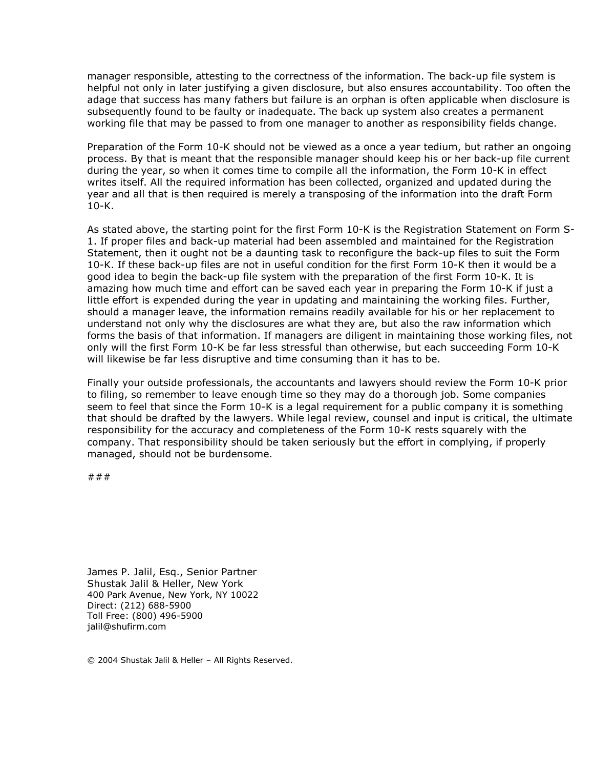manager responsible, attesting to the correctness of the information. The back-up file system is helpful not only in later justifying a given disclosure, but also ensures accountability. Too often the adage that success has many fathers but failure is an orphan is often applicable when disclosure is subsequently found to be faulty or inadequate. The back up system also creates a permanent working file that may be passed to from one manager to another as responsibility fields change.

Preparation of the Form 10-K should not be viewed as a once a year tedium, but rather an ongoing process. By that is meant that the responsible manager should keep his or her back-up file current during the year, so when it comes time to compile all the information, the Form 10-K in effect writes itself. All the required information has been collected, organized and updated during the year and all that is then required is merely a transposing of the information into the draft Form 10-K.

As stated above, the starting point for the first Form 10-K is the Registration Statement on Form S-1. If proper files and back-up material had been assembled and maintained for the Registration Statement, then it ought not be a daunting task to reconfigure the back-up files to suit the Form 10-K. If these back-up files are not in useful condition for the first Form 10-K then it would be a good idea to begin the back-up file system with the preparation of the first Form 10-K. It is amazing how much time and effort can be saved each year in preparing the Form 10-K if just a little effort is expended during the year in updating and maintaining the working files. Further, should a manager leave, the information remains readily available for his or her replacement to understand not only why the disclosures are what they are, but also the raw information which forms the basis of that information. If managers are diligent in maintaining those working files, not only will the first Form 10-K be far less stressful than otherwise, but each succeeding Form 10-K will likewise be far less disruptive and time consuming than it has to be.

Finally your outside professionals, the accountants and lawyers should review the Form 10-K prior to filing, so remember to leave enough time so they may do a thorough job. Some companies seem to feel that since the Form 10-K is a legal requirement for a public company it is something that should be drafted by the lawyers. While legal review, counsel and input is critical, the ultimate responsibility for the accuracy and completeness of the Form 10-K rests squarely with the company. That responsibility should be taken seriously but the effort in complying, if properly managed, should not be burdensome.

###

James P. Jalil, Esq., Senior Partner
Shustak Jalil & Heller, New York
400 Park Avenue, New York, NY 10022
Direct: (212) 688-5900
Toll Free: (800) 496-5900
jalil@shufirm.com

© 2004 Shustak Jalil & Heller – All Rights Reserved.